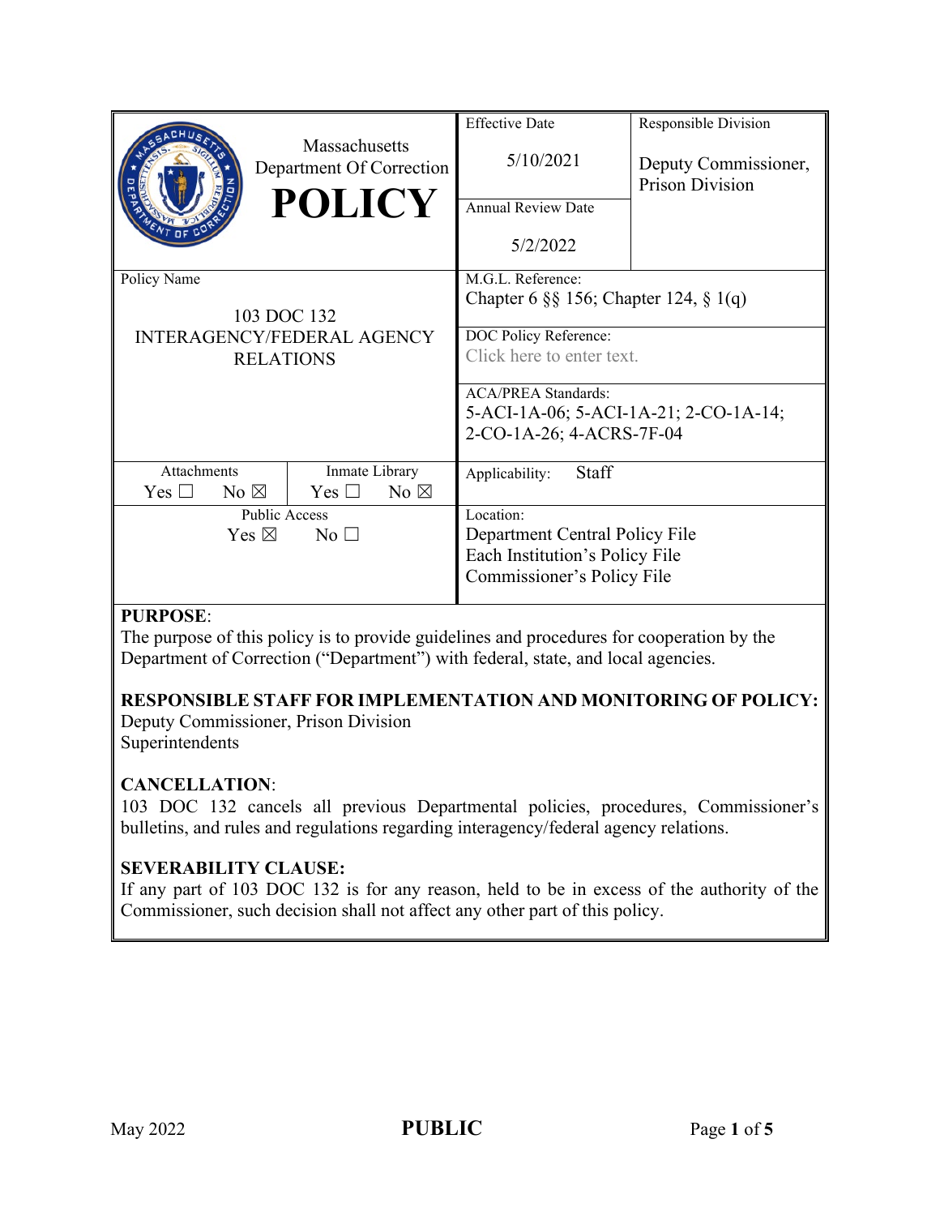| Massachusetts Department Of Correction **POLICY** | Effective Date 5/10/2021 | Responsible Division Deputy Commissioner, Prison Division |
|---|---|---|
| | Annual Review Date 5/2/2022 | |
| Policy Name 103 DOC 132 INTERAGENCY/FEDERAL AGENCY RELATIONS | M.G.L. Reference: Chapter 6 §§ 156; Chapter 124, § 1(q) | |
| | DOC Policy Reference: Click here to enter text. | |
| | ACA/PREA Standards: 5-ACI-1A-06; 5-ACI-1A-21; 2-CO-1A-14; 2-CO-1A-26; 4-ACRS-7F-04 | |
| Attachments Yes ☐ No ☒ / Inmate Library Yes ☐ No ☒ | Applicability: Staff | |
| Public Access Yes ☒ No ☐ | Location: Department Central Policy File, Each Institution's Policy File, Commissioner's Policy File | |

**PURPOSE**:
The purpose of this policy is to provide guidelines and procedures for cooperation by the Department of Correction ("Department") with federal, state, and local agencies.

**RESPONSIBLE STAFF FOR IMPLEMENTATION AND MONITORING OF POLICY:**
Deputy Commissioner, Prison Division
Superintendents

**CANCELLATION**:
103 DOC 132 cancels all previous Departmental policies, procedures, Commissioner's bulletins, and rules and regulations regarding interagency/federal agency relations.

**SEVERABILITY CLAUSE:**
If any part of 103 DOC 132 is for any reason, held to be in excess of the authority of the Commissioner, such decision shall not affect any other part of this policy.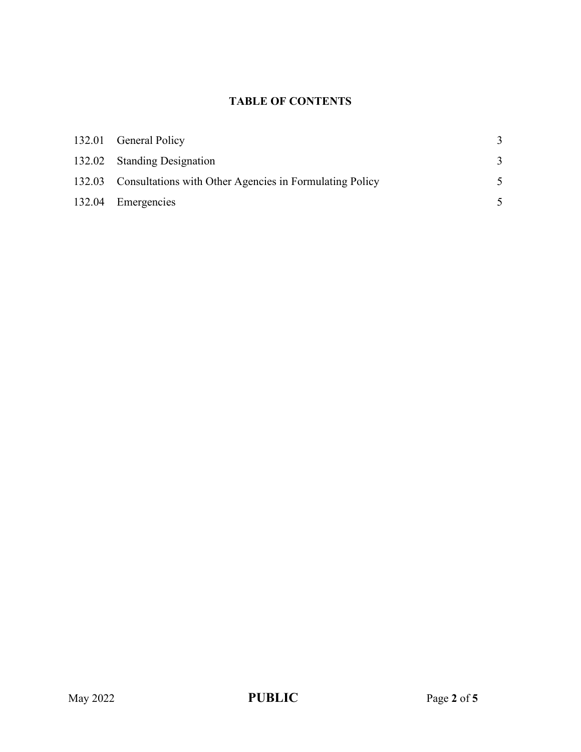## TABLE OF CONTENTS

| | | |
|---|---|---|
| 132.01 | General Policy | 3 |
| 132.02 | Standing Designation | 3 |
| 132.03 | Consultations with Other Agencies in Formulating Policy | 5 |
| 132.04 | Emergencies | 5 |

**PUBLIC**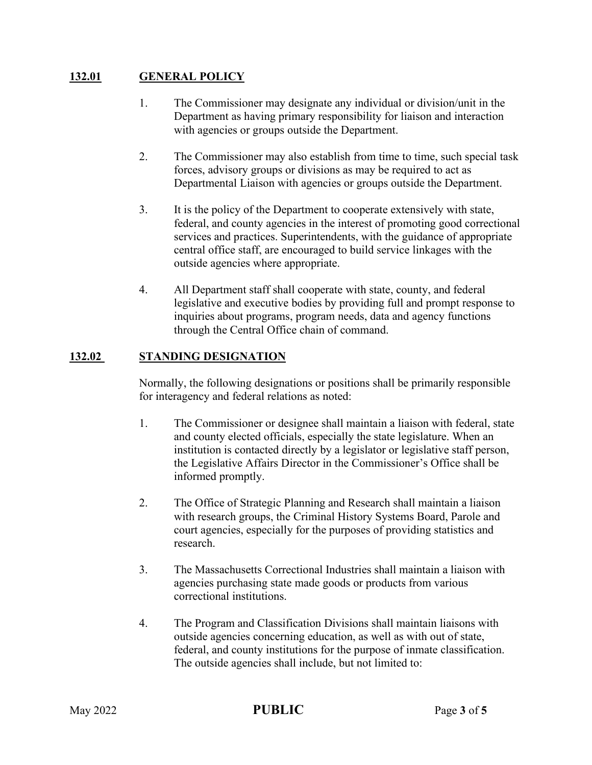## 132.01 GENERAL POLICY

1. The Commissioner may designate any individual or division/unit in the Department as having primary responsibility for liaison and interaction with agencies or groups outside the Department.

2. The Commissioner may also establish from time to time, such special task forces, advisory groups or divisions as may be required to act as Departmental Liaison with agencies or groups outside the Department.

3. It is the policy of the Department to cooperate extensively with state, federal, and county agencies in the interest of promoting good correctional services and practices. Superintendents, with the guidance of appropriate central office staff, are encouraged to build service linkages with the outside agencies where appropriate.

4. All Department staff shall cooperate with state, county, and federal legislative and executive bodies by providing full and prompt response to inquiries about programs, program needs, data and agency functions through the Central Office chain of command.

## 132.02 STANDING DESIGNATION

Normally, the following designations or positions shall be primarily responsible for interagency and federal relations as noted:

1. The Commissioner or designee shall maintain a liaison with federal, state and county elected officials, especially the state legislature. When an institution is contacted directly by a legislator or legislative staff person, the Legislative Affairs Director in the Commissioner's Office shall be informed promptly.

2. The Office of Strategic Planning and Research shall maintain a liaison with research groups, the Criminal History Systems Board, Parole and court agencies, especially for the purposes of providing statistics and research.

3. The Massachusetts Correctional Industries shall maintain a liaison with agencies purchasing state made goods or products from various correctional institutions.

4. The Program and Classification Divisions shall maintain liaisons with outside agencies concerning education, as well as with out of state, federal, and county institutions for the purpose of inmate classification. The outside agencies shall include, but not limited to: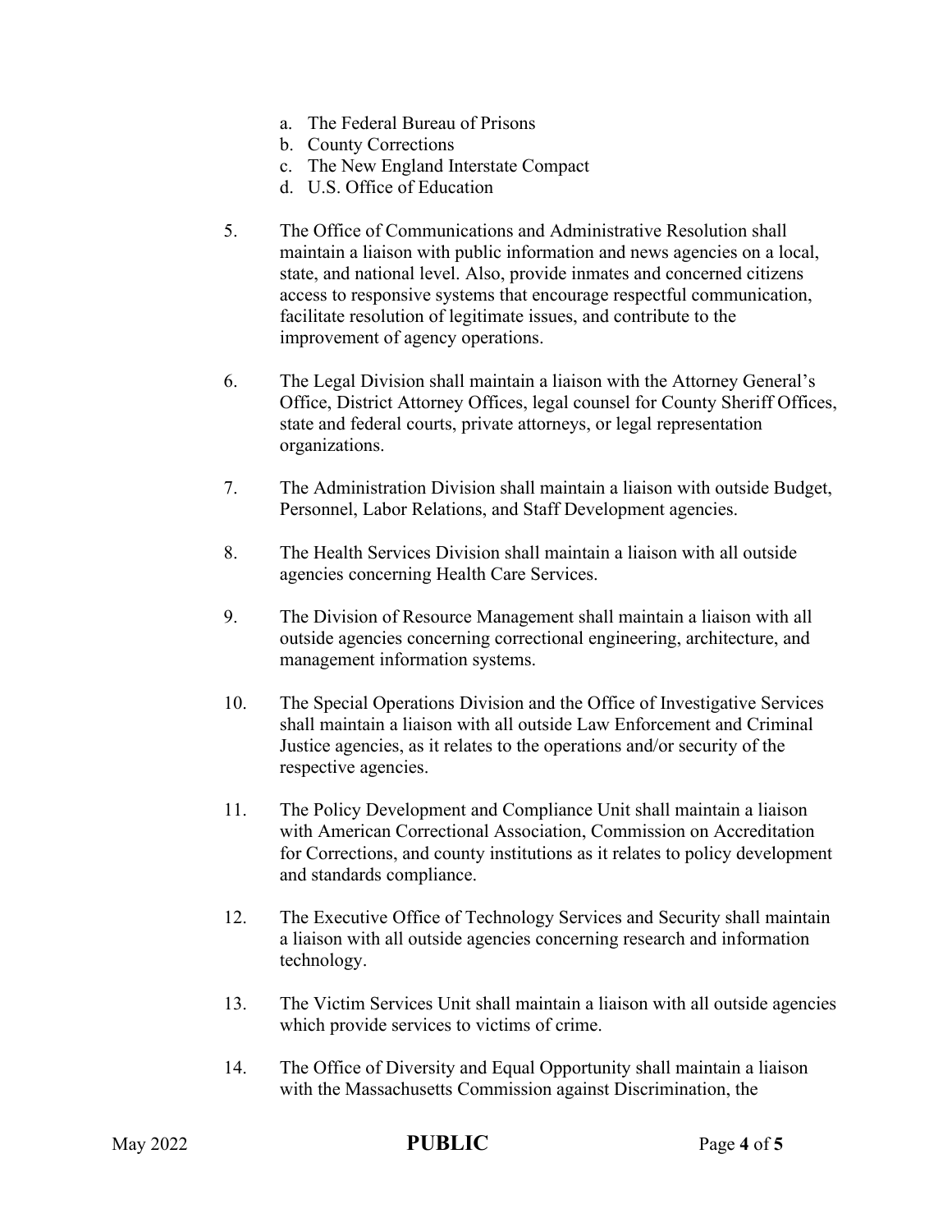a. The Federal Bureau of Prisons
   b. County Corrections
   c. The New England Interstate Compact
   d. U.S. Office of Education

5. The Office of Communications and Administrative Resolution shall maintain a liaison with public information and news agencies on a local, state, and national level. Also, provide inmates and concerned citizens access to responsive systems that encourage respectful communication, facilitate resolution of legitimate issues, and contribute to the improvement of agency operations.

6. The Legal Division shall maintain a liaison with the Attorney General's Office, District Attorney Offices, legal counsel for County Sheriff Offices, state and federal courts, private attorneys, or legal representation organizations.

7. The Administration Division shall maintain a liaison with outside Budget, Personnel, Labor Relations, and Staff Development agencies.

8. The Health Services Division shall maintain a liaison with all outside agencies concerning Health Care Services.

9. The Division of Resource Management shall maintain a liaison with all outside agencies concerning correctional engineering, architecture, and management information systems.

10. The Special Operations Division and the Office of Investigative Services shall maintain a liaison with all outside Law Enforcement and Criminal Justice agencies, as it relates to the operations and/or security of the respective agencies.

11. The Policy Development and Compliance Unit shall maintain a liaison with American Correctional Association, Commission on Accreditation for Corrections, and county institutions as it relates to policy development and standards compliance.

12. The Executive Office of Technology Services and Security shall maintain a liaison with all outside agencies concerning research and information technology.

13. The Victim Services Unit shall maintain a liaison with all outside agencies which provide services to victims of crime.

14. The Office of Diversity and Equal Opportunity shall maintain a liaison with the Massachusetts Commission against Discrimination, the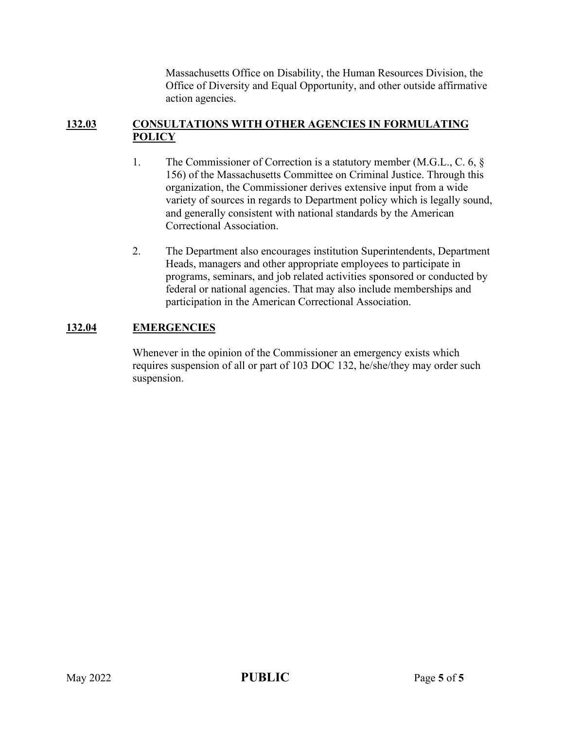Massachusetts Office on Disability, the Human Resources Division, the Office of Diversity and Equal Opportunity, and other outside affirmative action agencies.

## 132.03 CONSULTATIONS WITH OTHER AGENCIES IN FORMULATING POLICY

1. The Commissioner of Correction is a statutory member (M.G.L., C. 6, § 156) of the Massachusetts Committee on Criminal Justice. Through this organization, the Commissioner derives extensive input from a wide variety of sources in regards to Department policy which is legally sound, and generally consistent with national standards by the American Correctional Association.

2. The Department also encourages institution Superintendents, Department Heads, managers and other appropriate employees to participate in programs, seminars, and job related activities sponsored or conducted by federal or national agencies. That may also include memberships and participation in the American Correctional Association.

## 132.04 EMERGENCIES

Whenever in the opinion of the Commissioner an emergency exists which requires suspension of all or part of 103 DOC 132, he/she/they may order such suspension.